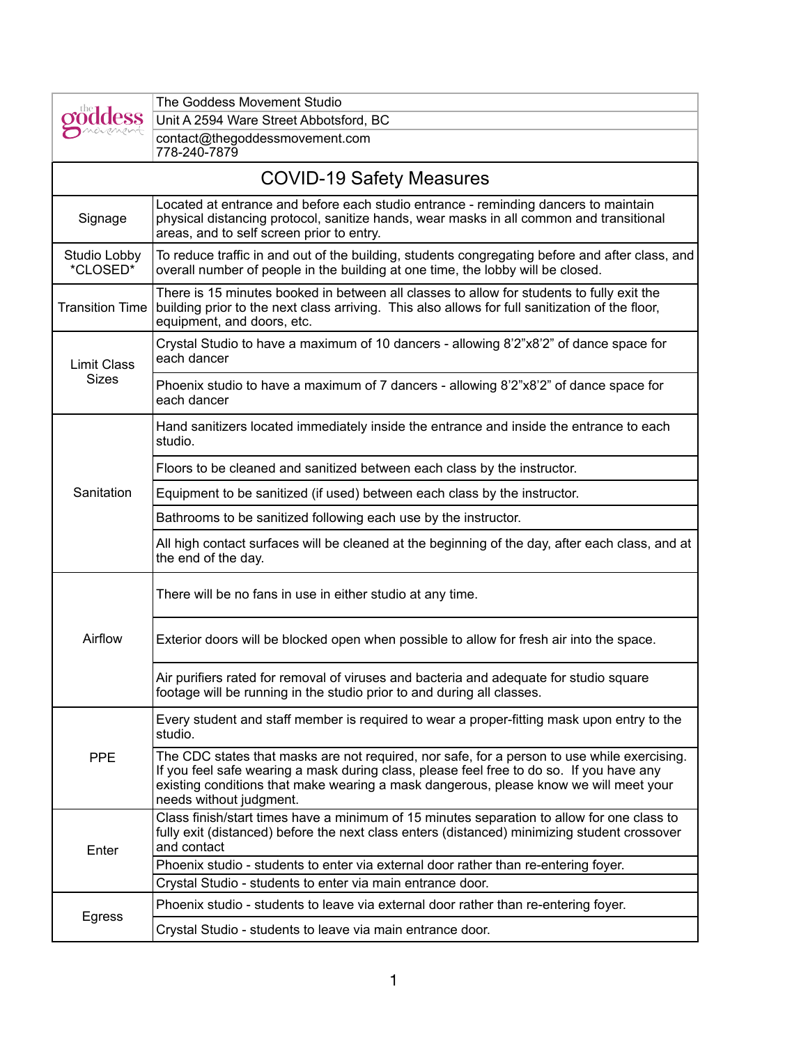| | |
|---|---|
| the goddess movement | The Goddess Movement Studio |
| | Unit A 2594 Ware Street Abbotsford, BC |
| | contact@thegoddessmovement.com<br>778-240-7879 |

## COVID-19 Safety Measures

| | |
|---|---|
| Signage | Located at entrance and before each studio entrance - reminding dancers to maintain physical distancing protocol, sanitize hands, wear masks in all common and transitional areas, and to self screen prior to entry. |
| Studio Lobby *CLOSED* | To reduce traffic in and out of the building, students congregating before and after class, and overall number of people in the building at one time, the lobby will be closed. |
| Transition Time | There is 15 minutes booked in between all classes to allow for students to fully exit the building prior to the next class arriving. This also allows for full sanitization of the floor, equipment, and doors, etc. |
| Limit Class Sizes | Crystal Studio to have a maximum of 10 dancers - allowing 8'2"x8'2" of dance space for each dancer |
| | Phoenix studio to have a maximum of 7 dancers - allowing 8'2"x8'2" of dance space for each dancer |
| Sanitation | Hand sanitizers located immediately inside the entrance and inside the entrance to each studio. |
| | Floors to be cleaned and sanitized between each class by the instructor. |
| | Equipment to be sanitized (if used) between each class by the instructor. |
| | Bathrooms to be sanitized following each use by the instructor. |
| | All high contact surfaces will be cleaned at the beginning of the day, after each class, and at the end of the day. |
| Airflow | There will be no fans in use in either studio at any time. |
| | Exterior doors will be blocked open when possible to allow for fresh air into the space. |
| | Air purifiers rated for removal of viruses and bacteria and adequate for studio square footage will be running in the studio prior to and during all classes. |
| PPE | Every student and staff member is required to wear a proper-fitting mask upon entry to the studio. |
| | The CDC states that masks are not required, nor safe, for a person to use while exercising. If you feel safe wearing a mask during class, please feel free to do so. If you have any existing conditions that make wearing a mask dangerous, please know we will meet your needs without judgment. |
| Enter | Class finish/start times have a minimum of 15 minutes separation to allow for one class to fully exit (distanced) before the next class enters (distanced) minimizing student crossover and contact |
| | Phoenix studio - students to enter via external door rather than re-entering foyer. |
| | Crystal Studio - students to enter via main entrance door. |
| Egress | Phoenix studio - students to leave via external door rather than re-entering foyer. |
| | Crystal Studio - students to leave via main entrance door. |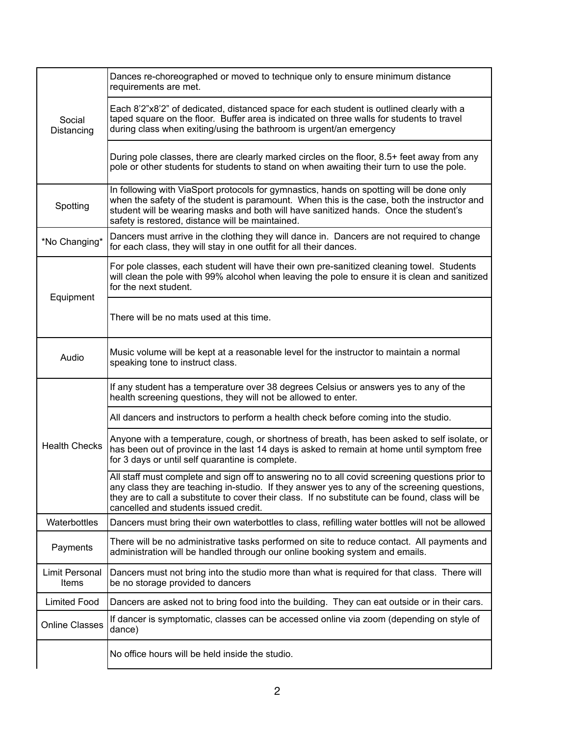| | |
|---|---|
| Social Distancing | Dances re-choreographed or moved to technique only to ensure minimum distance requirements are met. |
| | Each 8'2"x8'2" of dedicated, distanced space for each student is outlined clearly with a taped square on the floor. Buffer area is indicated on three walls for students to travel during class when exiting/using the bathroom is urgent/an emergency |
| | During pole classes, there are clearly marked circles on the floor, 8.5+ feet away from any pole or other students for students to stand on when awaiting their turn to use the pole. |
| Spotting | In following with ViaSport protocols for gymnastics, hands on spotting will be done only when the safety of the student is paramount. When this is the case, both the instructor and student will be wearing masks and both will have sanitized hands. Once the student's safety is restored, distance will be maintained. |
| *No Changing* | Dancers must arrive in the clothing they will dance in. Dancers are not required to change for each class, they will stay in one outfit for all their dances. |
| Equipment | For pole classes, each student will have their own pre-sanitized cleaning towel. Students will clean the pole with 99% alcohol when leaving the pole to ensure it is clean and sanitized for the next student. |
| | There will be no mats used at this time. |
| Audio | Music volume will be kept at a reasonable level for the instructor to maintain a normal speaking tone to instruct class. |
| Health Checks | If any student has a temperature over 38 degrees Celsius or answers yes to any of the health screening questions, they will not be allowed to enter. |
| | All dancers and instructors to perform a health check before coming into the studio. |
| | Anyone with a temperature, cough, or shortness of breath, has been asked to self isolate, or has been out of province in the last 14 days is asked to remain at home until symptom free for 3 days or until self quarantine is complete. |
| | All staff must complete and sign off to answering no to all covid screening questions prior to any class they are teaching in-studio. If they answer yes to any of the screening questions, they are to call a substitute to cover their class. If no substitute can be found, class will be cancelled and students issued credit. |
| Waterbottles | Dancers must bring their own waterbottles to class, refilling water bottles will not be allowed |
| Payments | There will be no administrative tasks performed on site to reduce contact. All payments and administration will be handled through our online booking system and emails. |
| Limit Personal Items | Dancers must not bring into the studio more than what is required for that class. There will be no storage provided to dancers |
| Limited Food | Dancers are asked not to bring food into the building. They can eat outside or in their cars. |
| Online Classes | If dancer is symptomatic, classes can be accessed online via zoom (depending on style of dance) |
| | No office hours will be held inside the studio. |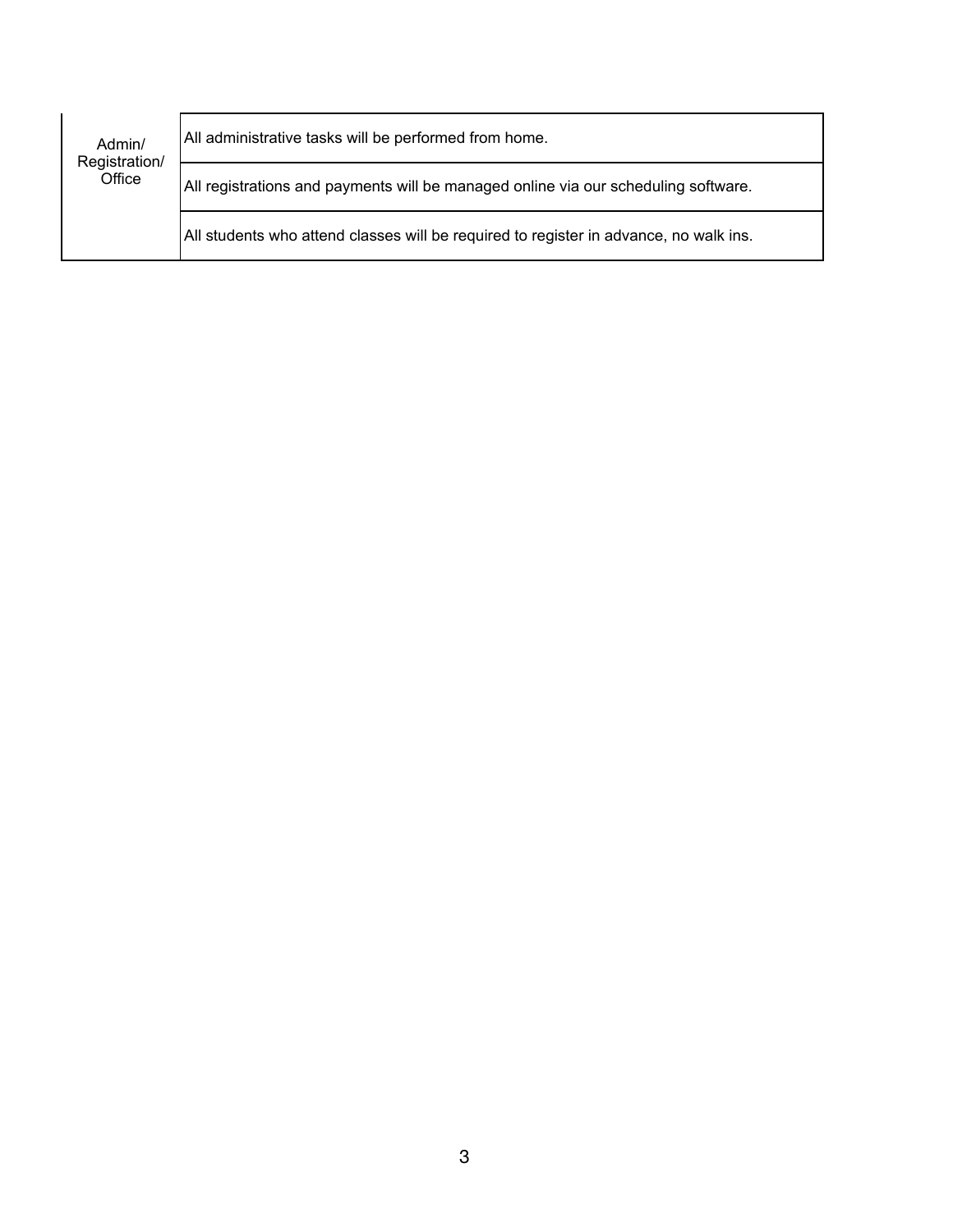| | |
|---|---|
| Admin/ Registration/ Office | All administrative tasks will be performed from home. |
| | All registrations and payments will be managed online via our scheduling software. |
| | All students who attend classes will be required to register in advance, no walk ins. |